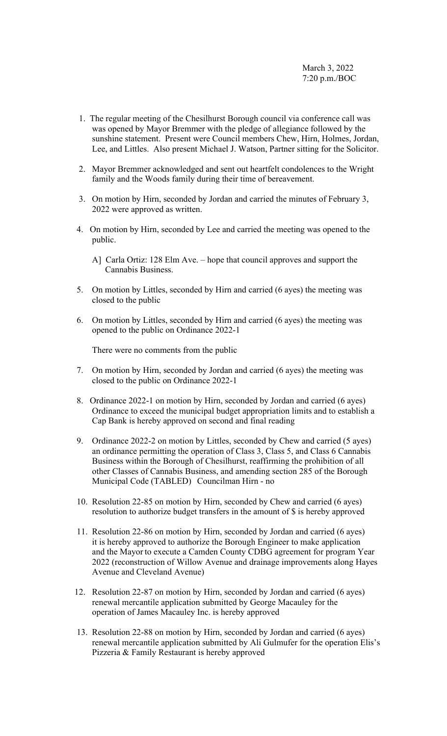March 3, 2022
7:20 p.m./BOC

1. The regular meeting of the Chesilhurst Borough council via conference call was was opened by Mayor Bremmer with the pledge of allegiance followed by the sunshine statement. Present were Council members Chew, Hirn, Holmes, Jordan, Lee, and Littles. Also present Michael J. Watson, Partner sitting for the Solicitor.

2. Mayor Bremmer acknowledged and sent out heartfelt condolences to the Wright family and the Woods family during their time of bereavement.

3. On motion by Hirn, seconded by Jordan and carried the minutes of February 3, 2022 were approved as written.

4. On motion by Hirn, seconded by Lee and carried the meeting was opened to the public.

   A] Carla Ortiz: 128 Elm Ave. – hope that council approves and support the Cannabis Business.

5. On motion by Littles, seconded by Hirn and carried (6 ayes) the meeting was closed to the public

6. On motion by Littles, seconded by Hirn and carried (6 ayes) the meeting was opened to the public on Ordinance 2022-1

   There were no comments from the public

7. On motion by Hirn, seconded by Jordan and carried (6 ayes) the meeting was closed to the public on Ordinance 2022-1

8. Ordinance 2022-1 on motion by Hirn, seconded by Jordan and carried (6 ayes) Ordinance to exceed the municipal budget appropriation limits and to establish a Cap Bank is hereby approved on second and final reading

9. Ordinance 2022-2 on motion by Littles, seconded by Chew and carried (5 ayes) an ordinance permitting the operation of Class 3, Class 5, and Class 6 Cannabis Business within the Borough of Chesilhurst, reaffirming the prohibition of all other Classes of Cannabis Business, and amending section 285 of the Borough Municipal Code (TABLED) Councilman Hirn - no

10. Resolution 22-85 on motion by Hirn, seconded by Chew and carried (6 ayes) resolution to authorize budget transfers in the amount of $ is hereby approved

11. Resolution 22-86 on motion by Hirn, seconded by Jordan and carried (6 ayes) it is hereby approved to authorize the Borough Engineer to make application and the Mayor to execute a Camden County CDBG agreement for program Year 2022 (reconstruction of Willow Avenue and drainage improvements along Hayes Avenue and Cleveland Avenue)

12. Resolution 22-87 on motion by Hirn, seconded by Jordan and carried (6 ayes) renewal mercantile application submitted by George Macauley for the operation of James Macauley Inc. is hereby approved

13. Resolution 22-88 on motion by Hirn, seconded by Jordan and carried (6 ayes) renewal mercantile application submitted by Ali Gulmufer for the operation Elis's Pizzeria & Family Restaurant is hereby approved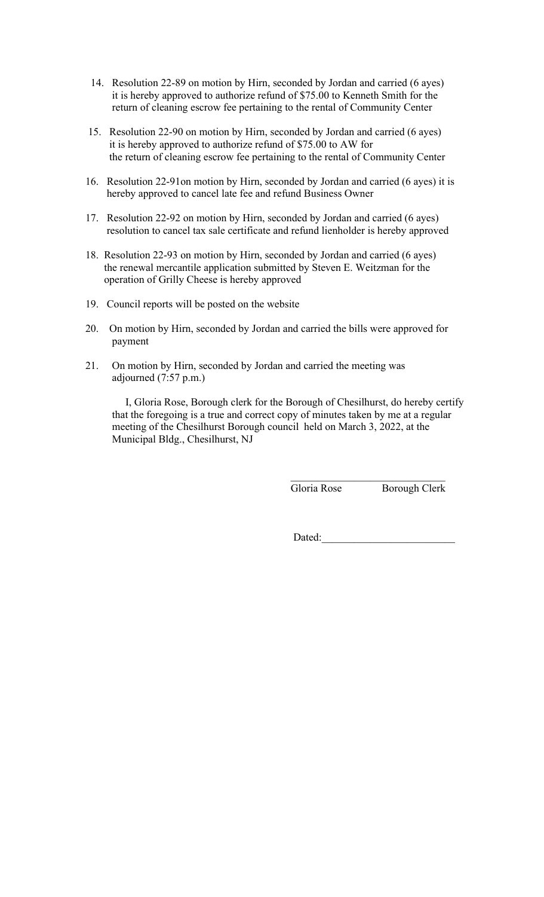14. Resolution 22-89 on motion by Hirn, seconded by Jordan and carried (6 ayes) it is hereby approved to authorize refund of $75.00 to Kenneth Smith for the return of cleaning escrow fee pertaining to the rental of Community Center

15. Resolution 22-90 on motion by Hirn, seconded by Jordan and carried (6 ayes) it is hereby approved to authorize refund of $75.00 to AW for the return of cleaning escrow fee pertaining to the rental of Community Center

16. Resolution 22-91on motion by Hirn, seconded by Jordan and carried (6 ayes) it is hereby approved to cancel late fee and refund Business Owner

17. Resolution 22-92 on motion by Hirn, seconded by Jordan and carried (6 ayes) resolution to cancel tax sale certificate and refund lienholder is hereby approved

18. Resolution 22-93 on motion by Hirn, seconded by Jordan and carried (6 ayes) the renewal mercantile application submitted by Steven E. Weitzman for the operation of Grilly Cheese is hereby approved

19. Council reports will be posted on the website

20. On motion by Hirn, seconded by Jordan and carried the bills were approved for payment

21. On motion by Hirn, seconded by Jordan and carried the meeting was adjourned (7:57 p.m.)

I, Gloria Rose, Borough clerk for the Borough of Chesilhurst, do hereby certify that the foregoing is a true and correct copy of minutes taken by me at a regular meeting of the Chesilhurst Borough council held on March 3, 2022, at the Municipal Bldg., Chesilhurst, NJ

______________________________
Gloria Rose Borough Clerk

Dated:________________________